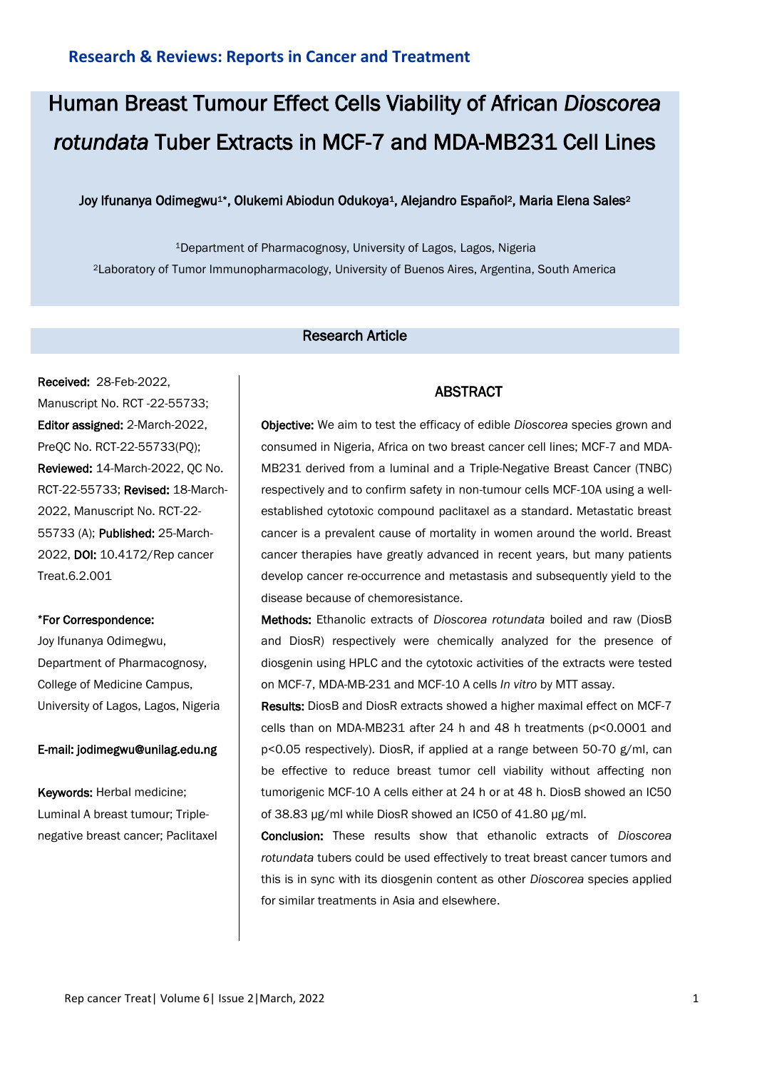# Human Breast Tumour Effect Cells Viability of African *Dioscorea rotundata* Tuber Extracts in MCF-7 and MDA-MB231 Cell Lines

Joy Ifunanya Odimegwu[1]*, Olukemi Abiodun Odukoya[1], Alejandro Español[2], Maria Elena Sales[2]

[1]Department of Pharmacognosy, University of Lagos, Lagos, Nigeria

[2]Laboratory of Tumor Immunopharmacology, University of Buenos Aires, Argentina, South America

Research Article

**Received:** 28-Feb-2022, Manuscript No. RCT -22-55733; **Editor assigned:** 2-March-2022, PreQC No. RCT-22-55733(PQ); **Reviewed:** 14-March-2022, QC No. RCT-22-55733; **Revised:** 18-March-2022, Manuscript No. RCT-22-55733 (A); **Published:** 25-March-2022, **DOI:** 10.4172/Rep cancer Treat.6.2.001

**\*For Correspondence:**

Joy Ifunanya Odimegwu, Department of Pharmacognosy, College of Medicine Campus, University of Lagos, Lagos, Nigeria

**E-mail: jodimegwu@unilag.edu.ng**

**Keywords:** Herbal medicine; Luminal A breast tumour; Triple-negative breast cancer; Paclitaxel

## ABSTRACT

**Objective:** We aim to test the efficacy of edible *Dioscorea* species grown and consumed in Nigeria, Africa on two breast cancer cell lines; MCF-7 and MDA-MB231 derived from a luminal and a Triple-Negative Breast Cancer (TNBC) respectively and to confirm safety in non-tumour cells MCF-10A using a well-established cytotoxic compound paclitaxel as a standard. Metastatic breast cancer is a prevalent cause of mortality in women around the world. Breast cancer therapies have greatly advanced in recent years, but many patients develop cancer re-occurrence and metastasis and subsequently yield to the disease because of chemoresistance.

**Methods:** Ethanolic extracts of *Dioscorea rotundata* boiled and raw (DiosB and DiosR) respectively were chemically analyzed for the presence of diosgenin using HPLC and the cytotoxic activities of the extracts were tested on MCF-7, MDA-MB-231 and MCF-10 A cells *In vitro* by MTT assay.

**Results:** DiosB and DiosR extracts showed a higher maximal effect on MCF-7 cells than on MDA-MB231 after 24 h and 48 h treatments ($p<0.0001$ and $p<0.05$ respectively). DiosR, if applied at a range between 50-70 g/ml, can be effective to reduce breast tumor cell viability without affecting non tumorigenic MCF-10 A cells either at 24 h or at 48 h. DiosB showed an IC50 of 38.83 µg/ml while DiosR showed an IC50 of 41.80 µg/ml.

**Conclusion:** These results show that ethanolic extracts of *Dioscorea rotundata* tubers could be used effectively to treat breast cancer tumors and this is in sync with its diosgenin content as other *Dioscorea* species applied for similar treatments in Asia and elsewhere.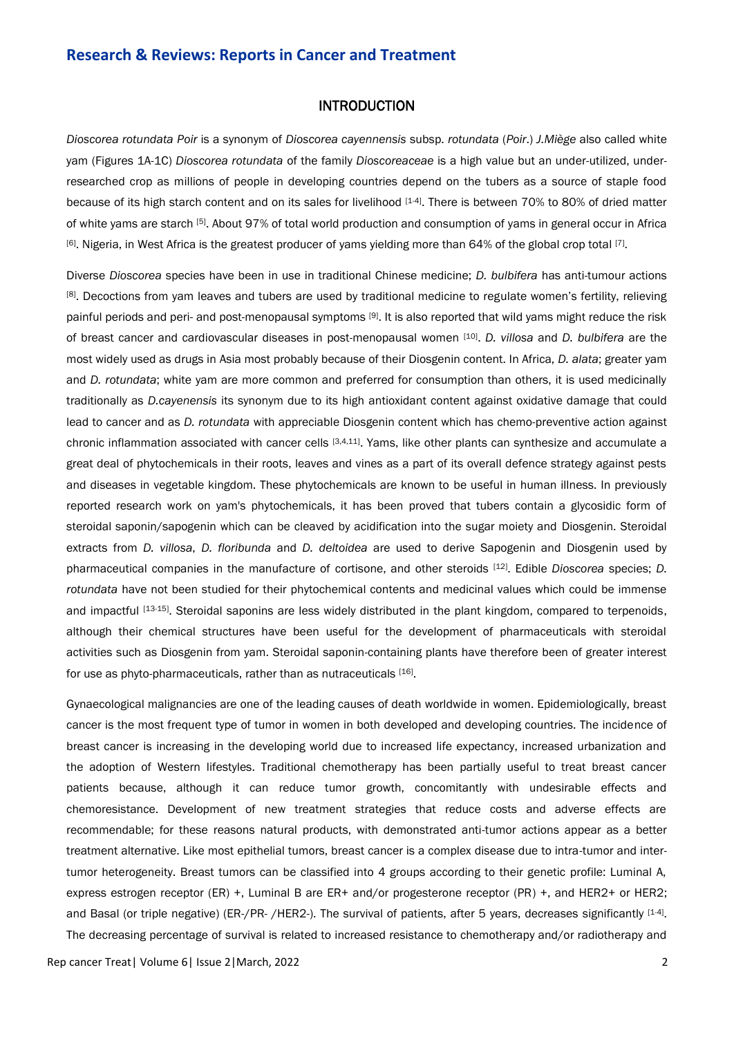## INTRODUCTION

*Dioscorea rotundata Poir* is a synonym of *Dioscorea cayennensis* subsp. *rotundata* (*Poir*.) *J.Miège* also called white yam (Figures 1A-1C) *Dioscorea rotundata* of the family *Dioscoreaceae* is a high value but an under-utilized, under-researched crop as millions of people in developing countries depend on the tubers as a source of staple food because of its high starch content and on its sales for livelihood [1-4]. There is between 70% to 80% of dried matter of white yams are starch [5]. About 97% of total world production and consumption of yams in general occur in Africa [6]. Nigeria, in West Africa is the greatest producer of yams yielding more than 64% of the global crop total [7].

Diverse *Dioscorea* species have been in use in traditional Chinese medicine; *D. bulbifera* has anti-tumour actions [8]. Decoctions from yam leaves and tubers are used by traditional medicine to regulate women's fertility, relieving painful periods and peri- and post-menopausal symptoms [9]. It is also reported that wild yams might reduce the risk of breast cancer and cardiovascular diseases in post-menopausal women [10]. *D. villosa* and *D. bulbifera* are the most widely used as drugs in Asia most probably because of their Diosgenin content. In Africa, *D. alata*; greater yam and *D. rotundata*; white yam are more common and preferred for consumption than others, it is used medicinally traditionally as *D.cayenensis* its synonym due to its high antioxidant content against oxidative damage that could lead to cancer and as *D. rotundata* with appreciable Diosgenin content which has chemo-preventive action against chronic inflammation associated with cancer cells [3,4,11]. Yams, like other plants can synthesize and accumulate a great deal of phytochemicals in their roots, leaves and vines as a part of its overall defence strategy against pests and diseases in vegetable kingdom. These phytochemicals are known to be useful in human illness. In previously reported research work on yam's phytochemicals, it has been proved that tubers contain a glycosidic form of steroidal saponin/sapogenin which can be cleaved by acidification into the sugar moiety and Diosgenin. Steroidal extracts from *D. villosa*, *D. floribunda* and *D. deltoidea* are used to derive Sapogenin and Diosgenin used by pharmaceutical companies in the manufacture of cortisone, and other steroids [12]. Edible *Dioscorea* species; *D. rotundata* have not been studied for their phytochemical contents and medicinal values which could be immense and impactful [13-15]. Steroidal saponins are less widely distributed in the plant kingdom, compared to terpenoids, although their chemical structures have been useful for the development of pharmaceuticals with steroidal activities such as Diosgenin from yam. Steroidal saponin-containing plants have therefore been of greater interest for use as phyto-pharmaceuticals, rather than as nutraceuticals [16].

Gynaecological malignancies are one of the leading causes of death worldwide in women. Epidemiologically, breast cancer is the most frequent type of tumor in women in both developed and developing countries. The incidence of breast cancer is increasing in the developing world due to increased life expectancy, increased urbanization and the adoption of Western lifestyles. Traditional chemotherapy has been partially useful to treat breast cancer patients because, although it can reduce tumor growth, concomitantly with undesirable effects and chemoresistance. Development of new treatment strategies that reduce costs and adverse effects are recommendable; for these reasons natural products, with demonstrated anti-tumor actions appear as a better treatment alternative. Like most epithelial tumors, breast cancer is a complex disease due to intra-tumor and inter-tumor heterogeneity. Breast tumors can be classified into 4 groups according to their genetic profile: Luminal A, express estrogen receptor (ER) +, Luminal B are ER+ and/or progesterone receptor (PR) +, and HER2+ or HER2; and Basal (or triple negative) (ER-/PR- /HER2-). The survival of patients, after 5 years, decreases significantly [1-4]. The decreasing percentage of survival is related to increased resistance to chemotherapy and/or radiotherapy and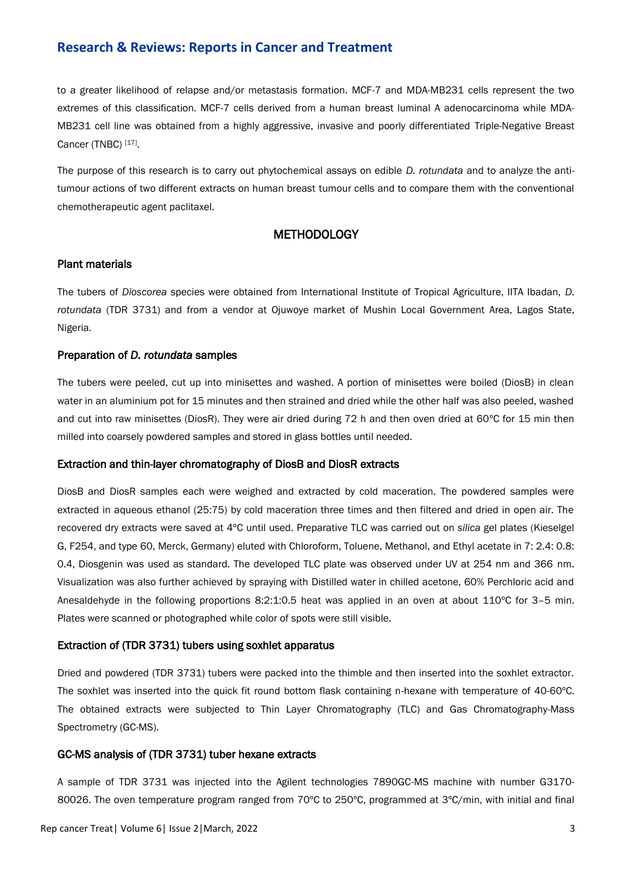to a greater likelihood of relapse and/or metastasis formation. MCF-7 and MDA-MB231 cells represent the two extremes of this classification. MCF-7 cells derived from a human breast luminal A adenocarcinoma while MDA-MB231 cell line was obtained from a highly aggressive, invasive and poorly differentiated Triple-Negative Breast Cancer (TNBC) [17].

The purpose of this research is to carry out phytochemical assays on edible *D. rotundata* and to analyze the anti-tumour actions of two different extracts on human breast tumour cells and to compare them with the conventional chemotherapeutic agent paclitaxel.

## METHODOLOGY

### Plant materials

The tubers of *Dioscorea* species were obtained from International Institute of Tropical Agriculture, IITA Ibadan, *D. rotundata* (TDR 3731) and from a vendor at Ojuwoye market of Mushin Local Government Area, Lagos State, Nigeria.

### Preparation of *D. rotundata* samples

The tubers were peeled, cut up into minisettes and washed. A portion of minisettes were boiled (DiosB) in clean water in an aluminium pot for 15 minutes and then strained and dried while the other half was also peeled, washed and cut into raw minisettes (DiosR). They were air dried during 72 h and then oven dried at 60ºC for 15 min then milled into coarsely powdered samples and stored in glass bottles until needed.

### Extraction and thin-layer chromatography of DiosB and DiosR extracts

DiosB and DiosR samples each were weighed and extracted by cold maceration. The powdered samples were extracted in aqueous ethanol (25:75) by cold maceration three times and then filtered and dried in open air. The recovered dry extracts were saved at 4ºC until used. Preparative TLC was carried out on *silica* gel plates (Kieselgel G, F254, and type 60, Merck, Germany) eluted with Chloroform, Toluene, Methanol, and Ethyl acetate in 7: 2.4: 0.8: 0.4, Diosgenin was used as standard. The developed TLC plate was observed under UV at 254 nm and 366 nm. Visualization was also further achieved by spraying with Distilled water in chilled acetone, 60% Perchloric acid and Anesaldehyde in the following proportions 8:2:1:0.5 heat was applied in an oven at about 110ºC for 3–5 min. Plates were scanned or photographed while color of spots were still visible.

### Extraction of (TDR 3731) tubers using soxhlet apparatus

Dried and powdered (TDR 3731) tubers were packed into the thimble and then inserted into the soxhlet extractor. The soxhlet was inserted into the quick fit round bottom flask containing n-hexane with temperature of 40-60ºC. The obtained extracts were subjected to Thin Layer Chromatography (TLC) and Gas Chromatography-Mass Spectrometry (GC-MS).

### GC-MS analysis of (TDR 3731) tuber hexane extracts

A sample of TDR 3731 was injected into the Agilent technologies 7890GC-MS machine with number G3170-80026. The oven temperature program ranged from 70ºC to 250ºC, programmed at 3ºC/min, with initial and final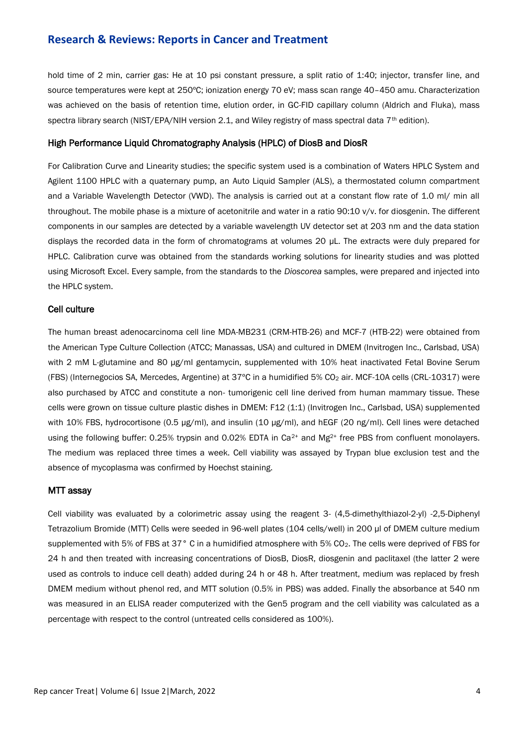hold time of 2 min, carrier gas: He at 10 psi constant pressure, a split ratio of 1:40; injector, transfer line, and source temperatures were kept at 250ºC; ionization energy 70 eV; mass scan range 40–450 amu. Characterization was achieved on the basis of retention time, elution order, in GC-FID capillary column (Aldrich and Fluka), mass spectra library search (NIST/EPA/NIH version 2.1, and Wiley registry of mass spectral data 7th edition).

### High Performance Liquid Chromatography Analysis (HPLC) of DiosB and DiosR

For Calibration Curve and Linearity studies; the specific system used is a combination of Waters HPLC System and Agilent 1100 HPLC with a quaternary pump, an Auto Liquid Sampler (ALS), a thermostated column compartment and a Variable Wavelength Detector (VWD). The analysis is carried out at a constant flow rate of 1.0 ml/ min all throughout. The mobile phase is a mixture of acetonitrile and water in a ratio 90:10 v/v. for diosgenin. The different components in our samples are detected by a variable wavelength UV detector set at 203 nm and the data station displays the recorded data in the form of chromatograms at volumes 20 µL. The extracts were duly prepared for HPLC. Calibration curve was obtained from the standards working solutions for linearity studies and was plotted using Microsoft Excel. Every sample, from the standards to the *Dioscorea* samples, were prepared and injected into the HPLC system.

### Cell culture

The human breast adenocarcinoma cell line MDA-MB231 (CRM-HTB-26) and MCF-7 (HTB-22) were obtained from the American Type Culture Collection (ATCC; Manassas, USA) and cultured in DMEM (Invitrogen Inc., Carlsbad, USA) with 2 mM L-glutamine and 80 µg/ml gentamycin, supplemented with 10% heat inactivated Fetal Bovine Serum (FBS) (Internegocios SA, Mercedes, Argentine) at 37ºC in a humidified 5% $CO_2$ air. MCF-10A cells (CRL-10317) were also purchased by ATCC and constitute a non- tumorigenic cell line derived from human mammary tissue. These cells were grown on tissue culture plastic dishes in DMEM: F12 (1:1) (Invitrogen Inc., Carlsbad, USA) supplemented with 10% FBS, hydrocortisone (0.5 µg/ml), and insulin (10 µg/ml), and hEGF (20 ng/ml). Cell lines were detached using the following buffer: 0.25% trypsin and 0.02% EDTA in $Ca^{2+}$ and $Mg^{2+}$ free PBS from confluent monolayers. The medium was replaced three times a week. Cell viability was assayed by Trypan blue exclusion test and the absence of mycoplasma was confirmed by Hoechst staining.

### MTT assay

Cell viability was evaluated by a colorimetric assay using the reagent 3- (4,5-dimethylthiazol-2-yl) -2,5-Diphenyl Tetrazolium Bromide (MTT) Cells were seeded in 96-well plates (104 cells/well) in 200 µl of DMEM culture medium supplemented with 5% of FBS at 37° C in a humidified atmosphere with 5% $CO_2$. The cells were deprived of FBS for 24 h and then treated with increasing concentrations of DiosB, DiosR, diosgenin and paclitaxel (the latter 2 were used as controls to induce cell death) added during 24 h or 48 h. After treatment, medium was replaced by fresh DMEM medium without phenol red, and MTT solution (0.5% in PBS) was added. Finally the absorbance at 540 nm was measured in an ELISA reader computerized with the Gen5 program and the cell viability was calculated as a percentage with respect to the control (untreated cells considered as 100%).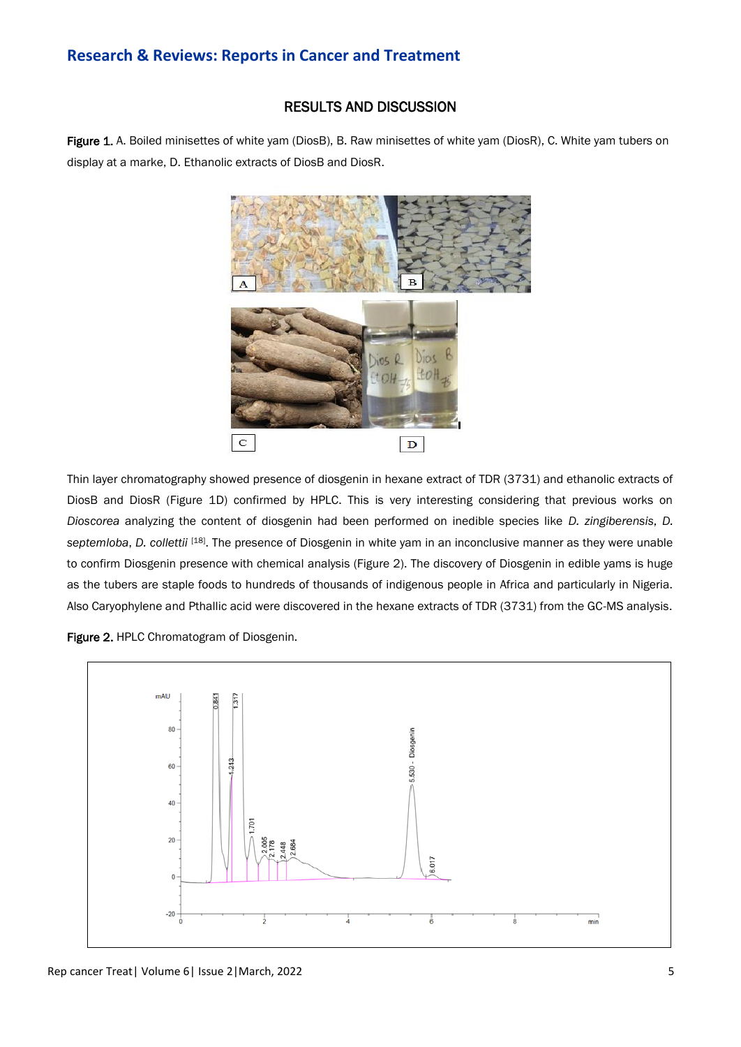## RESULTS AND DISCUSSION

**Figure 1.** A. Boiled minisettes of white yam (DiosB), B. Raw minisettes of white yam (DiosR), C. White yam tubers on display at a marke, D. Ethanolic extracts of DiosB and DiosR.

Thin layer chromatography showed presence of diosgenin in hexane extract of TDR (3731) and ethanolic extracts of DiosB and DiosR (Figure 1D) confirmed by HPLC. This is very interesting considering that previous works on *Dioscorea* analyzing the content of diosgenin had been performed on inedible species like *D. zingiberensis*, *D. septemloba*, *D. collettii* [18]. The presence of Diosgenin in white yam in an inconclusive manner as they were unable to confirm Diosgenin presence with chemical analysis (Figure 2). The discovery of Diosgenin in edible yams is huge as the tubers are staple foods to hundreds of thousands of indigenous people in Africa and particularly in Nigeria. Also Caryophylene and Pthallic acid were discovered in the hexane extracts of TDR (3731) from the GC-MS analysis.

**Figure 2.** HPLC Chromatogram of Diosgenin.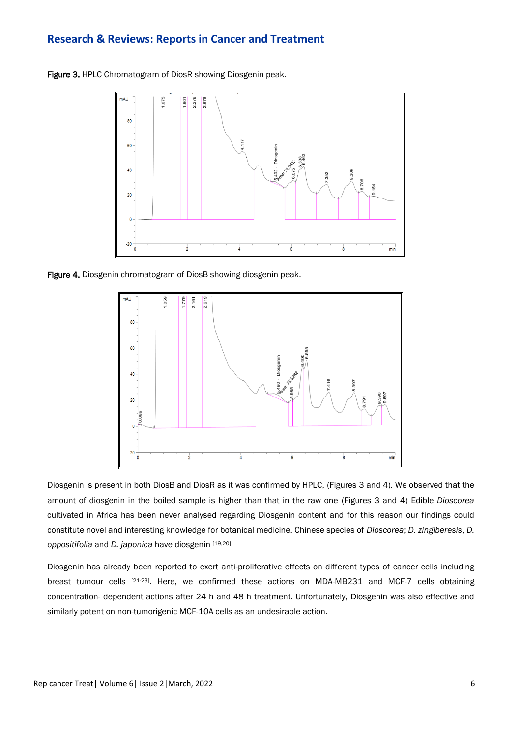**Figure 3.** HPLC Chromatogram of DiosR showing Diosgenin peak.

**Figure 4.** Diosgenin chromatogram of DiosB showing diosgenin peak.

Diosgenin is present in both DiosB and DiosR as it was confirmed by HPLC, (Figures 3 and 4). We observed that the amount of diosgenin in the boiled sample is higher than that in the raw one (Figures 3 and 4) Edible *Dioscorea* cultivated in Africa has been never analysed regarding Diosgenin content and for this reason our findings could constitute novel and interesting knowledge for botanical medicine. Chinese species of *Dioscorea*; *D. zingiberesis*, *D. oppositifolia* and *D. japonica* have diosgenin [19,20].

Diosgenin has already been reported to exert anti-proliferative effects on different types of cancer cells including breast tumour cells [21-23]. Here, we confirmed these actions on MDA-MB231 and MCF-7 cells obtaining concentration- dependent actions after 24 h and 48 h treatment. Unfortunately, Diosgenin was also effective and similarly potent on non-tumorigenic MCF-10A cells as an undesirable action.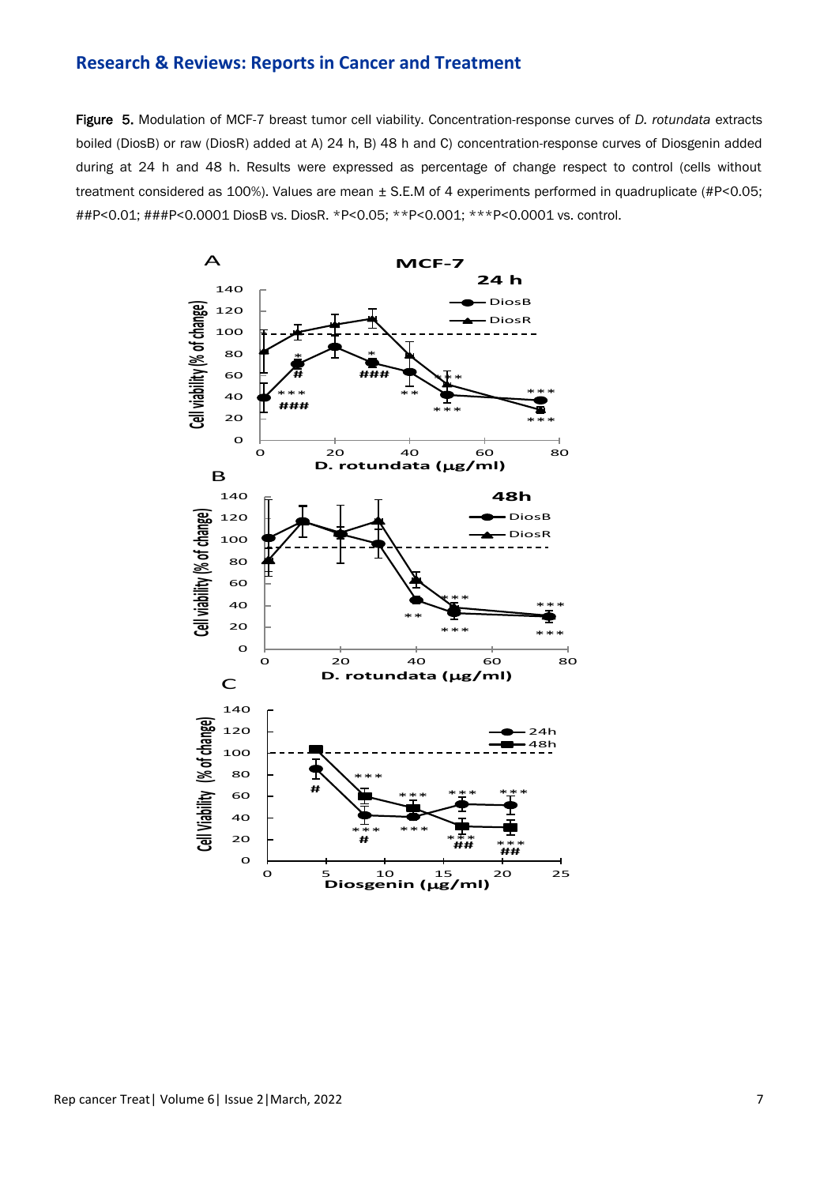**Figure 5.** Modulation of MCF-7 breast tumor cell viability. Concentration-response curves of *D. rotundata* extracts boiled (DiosB) or raw (DiosR) added at A) 24 h, B) 48 h and C) concentration-response curves of Diosgenin added during at 24 h and 48 h. Results were expressed as percentage of change respect to control (cells without treatment considered as 100%). Values are mean ± S.E.M of 4 experiments performed in quadruplicate (#P<0.05; ##P<0.01; ###P<0.0001 DiosB vs. DiosR. *P<0.05; **P<0.001; ***P<0.0001 vs. control.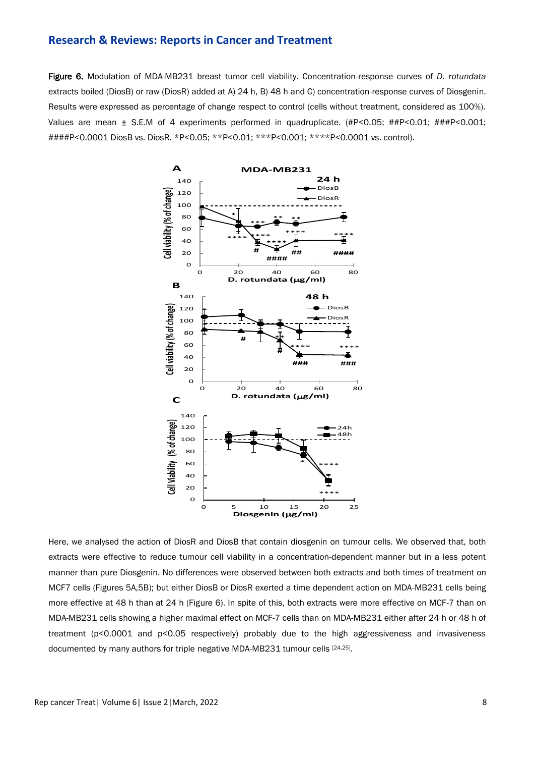**Figure 6.** Modulation of MDA-MB231 breast tumor cell viability. Concentration-response curves of *D. rotundata* extracts boiled (DiosB) or raw (DiosR) added at A) 24 h, B) 48 h and C) concentration-response curves of Diosgenin. Results were expressed as percentage of change respect to control (cells without treatment, considered as 100%). Values are mean ± S.E.M of 4 experiments performed in quadruplicate. (#P<0.05; ##P<0.01; ###P<0.001; ####P<0.0001 DiosB vs. DiosR. *P<0.05; **P<0.01; ***P<0.001; ****P<0.0001 vs. control).

Here, we analysed the action of DiosR and DiosB that contain diosgenin on tumour cells. We observed that, both extracts were effective to reduce tumour cell viability in a concentration-dependent manner but in a less potent manner than pure Diosgenin. No differences were observed between both extracts and both times of treatment on MCF7 cells (Figures 5A,5B); but either DiosB or DiosR exerted a time dependent action on MDA-MB231 cells being more effective at 48 h than at 24 h (Figure 6). In spite of this, both extracts were more effective on MCF-7 than on MDA-MB231 cells showing a higher maximal effect on MCF-7 cells than on MDA-MB231 either after 24 h or 48 h of treatment ($p<0.0001$ and $p<0.05$ respectively) probably due to the high aggressiveness and invasiveness documented by many authors for triple negative MDA-MB231 tumour cells [24,25].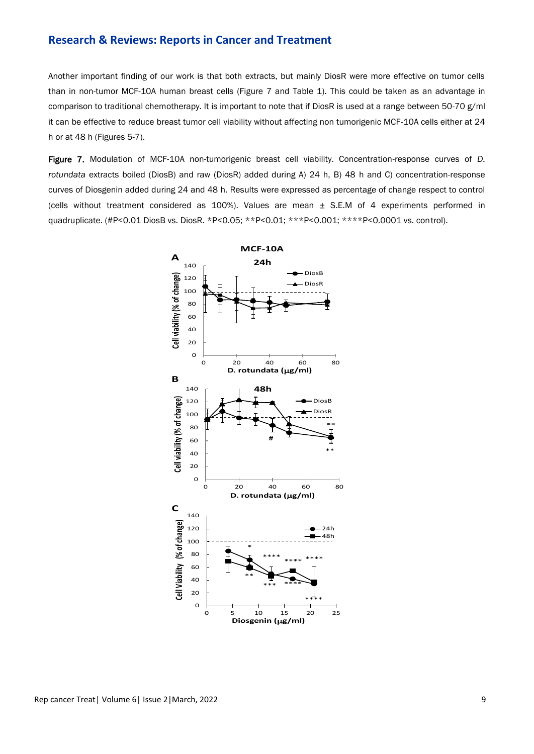Another important finding of our work is that both extracts, but mainly DiosR were more effective on tumor cells than in non-tumor MCF-10A human breast cells (Figure 7 and Table 1). This could be taken as an advantage in comparison to traditional chemotherapy. It is important to note that if DiosR is used at a range between 50-70 g/ml it can be effective to reduce breast tumor cell viability without affecting non tumorigenic MCF-10A cells either at 24 h or at 48 h (Figures 5-7).

**Figure 7.** Modulation of MCF-10A non-tumorigenic breast cell viability. Concentration-response curves of *D. rotundata* extracts boiled (DiosB) and raw (DiosR) added during A) 24 h, B) 48 h and C) concentration-response curves of Diosgenin added during 24 and 48 h. Results were expressed as percentage of change respect to control (cells without treatment considered as 100%). Values are mean ± S.E.M of 4 experiments performed in quadruplicate. (#P<0.01 DiosB vs. DiosR. *P<0.05; **P<0.01; ***P<0.001; ****P<0.0001 vs. control).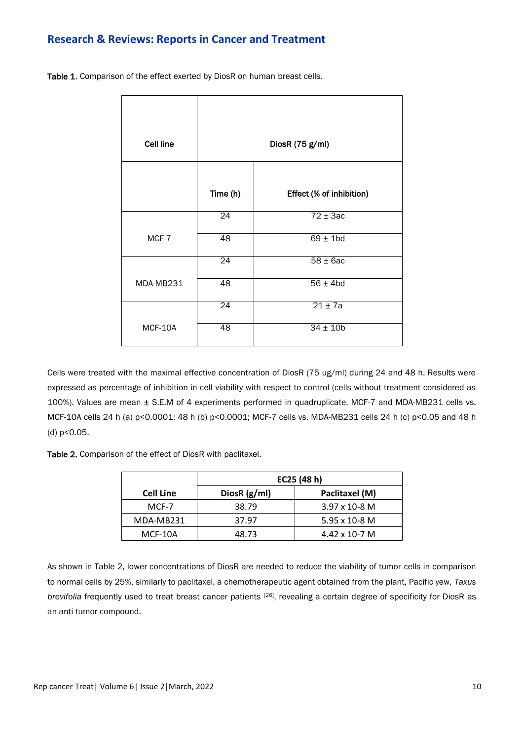**Table 1.** Comparison of the effect exerted by DiosR on human breast cells.

| Cell line | DiosR (75 g/ml) | |
|---|---|---|
| | Time (h) | Effect (% of inhibition) |
| MCF-7 | 24 | 72 ± 3ac |
| | 48 | 69 ± 1bd |
| MDA-MB231 | 24 | 58 ± 6ac |
| | 48 | 56 ± 4bd |
| MCF-10A | 24 | 21 ± 7a |
| | 48 | 34 ± 10b |

Cells were treated with the maximal effective concentration of DiosR (75 ug/ml) during 24 and 48 h. Results were expressed as percentage of inhibition in cell viability with respect to control (cells without treatment considered as 100%). Values are mean ± S.E.M of 4 experiments performed in quadruplicate. MCF-7 and MDA-MB231 cells vs. MCF-10A cells 24 h (a) $p<0.0001$; 48 h (b) $p<0.0001$; MCF-7 cells vs. MDA-MB231 cells 24 h (c) $p<0.05$ and 48 h (d) $p<0.05$.

**Table 2.** Comparison of the effect of DiosR with paclitaxel.

| | EC25 (48 h) | |
|---|---|---|
| Cell Line | DiosR (g/ml) | Paclitaxel (M) |
| MCF-7 | 38.79 | 3.97 x 10-8 M |
| MDA-MB231 | 37.97 | 5.95 x 10-8 M |
| MCF-10A | 48.73 | 4.42 x 10-7 M |

As shown in Table 2, lower concentrations of DiosR are needed to reduce the viability of tumor cells in comparison to normal cells by 25%, similarly to paclitaxel, a chemotherapeutic agent obtained from the plant, Pacific yew, *Taxus brevifolia* frequently used to treat breast cancer patients [26], revealing a certain degree of specificity for DiosR as an anti-tumor compound.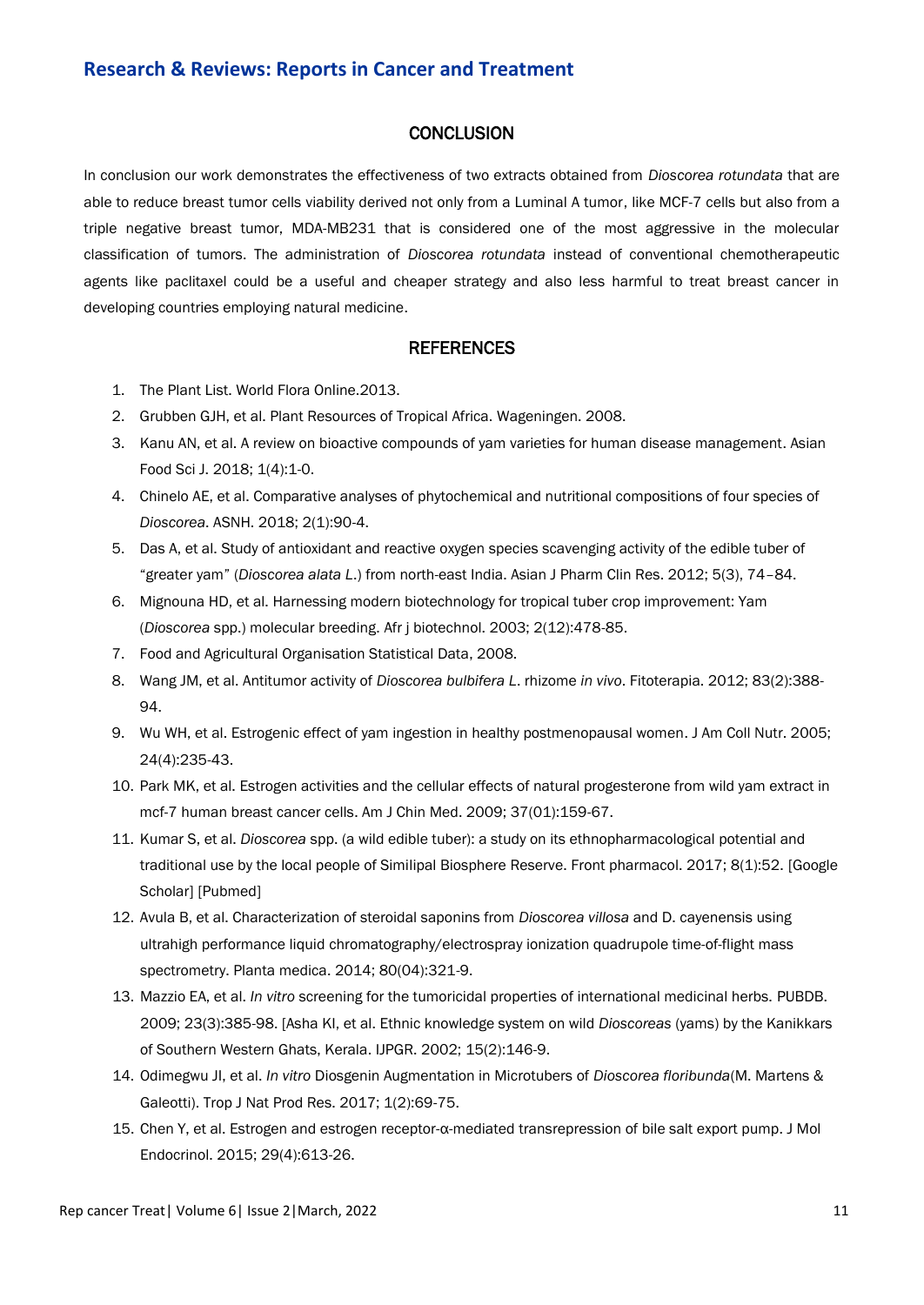## CONCLUSION

In conclusion our work demonstrates the effectiveness of two extracts obtained from *Dioscorea rotundata* that are able to reduce breast tumor cells viability derived not only from a Luminal A tumor, like MCF-7 cells but also from a triple negative breast tumor, MDA-MB231 that is considered one of the most aggressive in the molecular classification of tumors. The administration of *Dioscorea rotundata* instead of conventional chemotherapeutic agents like paclitaxel could be a useful and cheaper strategy and also less harmful to treat breast cancer in developing countries employing natural medicine.

## REFERENCES

1. The Plant List. World Flora Online.2013.
2. Grubben GJH, et al. Plant Resources of Tropical Africa. Wageningen. 2008.
3. Kanu AN, et al. A review on bioactive compounds of yam varieties for human disease management. Asian Food Sci J. 2018; 1(4):1-0.
4. Chinelo AE, et al. Comparative analyses of phytochemical and nutritional compositions of four species of *Dioscorea*. ASNH. 2018; 2(1):90-4.
5. Das A, et al. Study of antioxidant and reactive oxygen species scavenging activity of the edible tuber of "greater yam" (*Dioscorea alata L.*) from north-east India. Asian J Pharm Clin Res. 2012; 5(3), 74–84.
6. Mignouna HD, et al. Harnessing modern biotechnology for tropical tuber crop improvement: Yam (*Dioscorea* spp.) molecular breeding. Afr j biotechnol. 2003; 2(12):478-85.
7. Food and Agricultural Organisation Statistical Data, 2008.
8. Wang JM, et al. Antitumor activity of *Dioscorea bulbifera L.* rhizome *in vivo*. Fitoterapia. 2012; 83(2):388-94.
9. Wu WH, et al. Estrogenic effect of yam ingestion in healthy postmenopausal women. J Am Coll Nutr. 2005; 24(4):235-43.
10. Park MK, et al. Estrogen activities and the cellular effects of natural progesterone from wild yam extract in mcf-7 human breast cancer cells. Am J Chin Med. 2009; 37(01):159-67.
11. Kumar S, et al. *Dioscorea* spp. (a wild edible tuber): a study on its ethnopharmacological potential and traditional use by the local people of Similipal Biosphere Reserve. Front pharmacol. 2017; 8(1):52. [Google Scholar] [Pubmed]
12. Avula B, et al. Characterization of steroidal saponins from *Dioscorea villosa* and D. cayenensis using ultrahigh performance liquid chromatography/electrospray ionization quadrupole time-of-flight mass spectrometry. Planta medica. 2014; 80(04):321-9.
13. Mazzio EA, et al. *In vitro* screening for the tumoricidal properties of international medicinal herbs. PUBDB. 2009; 23(3):385-98. [Asha KI, et al. Ethnic knowledge system on wild *Dioscoreas* (yams) by the Kanikkars of Southern Western Ghats, Kerala. IJPGR. 2002; 15(2):146-9.
14. Odimegwu JI, et al. *In vitro* Diosgenin Augmentation in Microtubers of *Dioscorea floribunda*(M. Martens & Galeotti). Trop J Nat Prod Res. 2017; 1(2):69-75.
15. Chen Y, et al. Estrogen and estrogen receptor-α-mediated transrepression of bile salt export pump. J Mol Endocrinol. 2015; 29(4):613-26.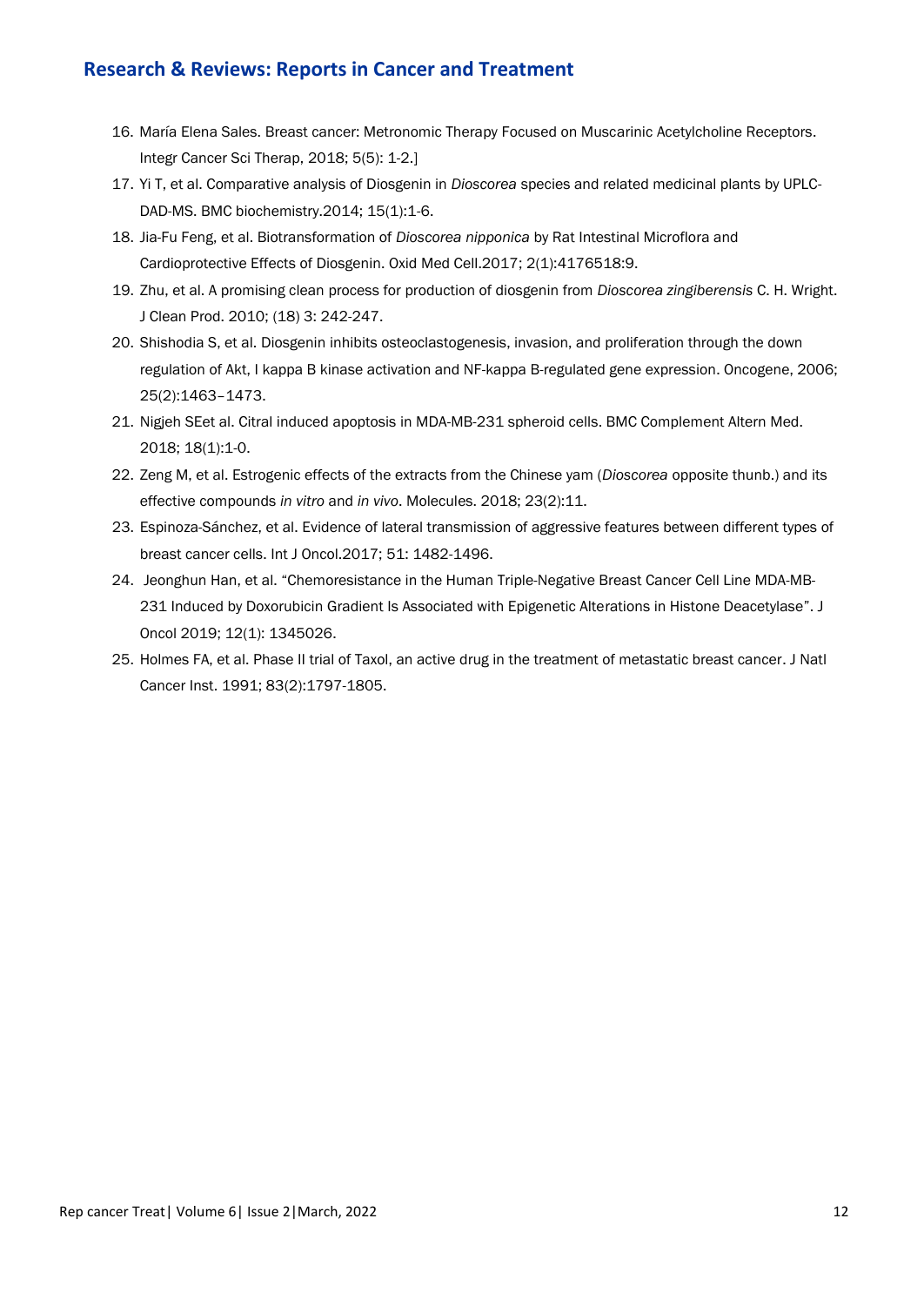16. María Elena Sales. Breast cancer: Metronomic Therapy Focused on Muscarinic Acetylcholine Receptors. Integr Cancer Sci Therap, 2018; 5(5): 1-2.]
17. Yi T, et al. Comparative analysis of Diosgenin in *Dioscorea* species and related medicinal plants by UPLC-DAD-MS. BMC biochemistry.2014; 15(1):1-6.
18. Jia-Fu Feng, et al. Biotransformation of *Dioscorea nipponica* by Rat Intestinal Microflora and Cardioprotective Effects of Diosgenin. Oxid Med Cell.2017; 2(1):4176518:9.
19. Zhu, et al. A promising clean process for production of diosgenin from *Dioscorea zingiberensis* C. H. Wright. J Clean Prod. 2010; (18) 3: 242-247.
20. Shishodia S, et al. Diosgenin inhibits osteoclastogenesis, invasion, and proliferation through the down regulation of Akt, I kappa B kinase activation and NF-kappa B-regulated gene expression. Oncogene, 2006; 25(2):1463–1473.
21. Nigjeh SEet al. Citral induced apoptosis in MDA-MB-231 spheroid cells. BMC Complement Altern Med. 2018; 18(1):1-0.
22. Zeng M, et al. Estrogenic effects of the extracts from the Chinese yam (*Dioscorea* opposite thunb.) and its effective compounds *in vitro* and *in vivo*. Molecules. 2018; 23(2):11.
23. Espinoza-Sánchez, et al. Evidence of lateral transmission of aggressive features between different types of breast cancer cells. Int J Oncol.2017; 51: 1482-1496.
24. Jeonghun Han, et al. "Chemoresistance in the Human Triple-Negative Breast Cancer Cell Line MDA-MB-231 Induced by Doxorubicin Gradient Is Associated with Epigenetic Alterations in Histone Deacetylase". J Oncol 2019; 12(1): 1345026.
25. Holmes FA, et al. Phase II trial of Taxol, an active drug in the treatment of metastatic breast cancer. J Natl Cancer Inst. 1991; 83(2):1797-1805.